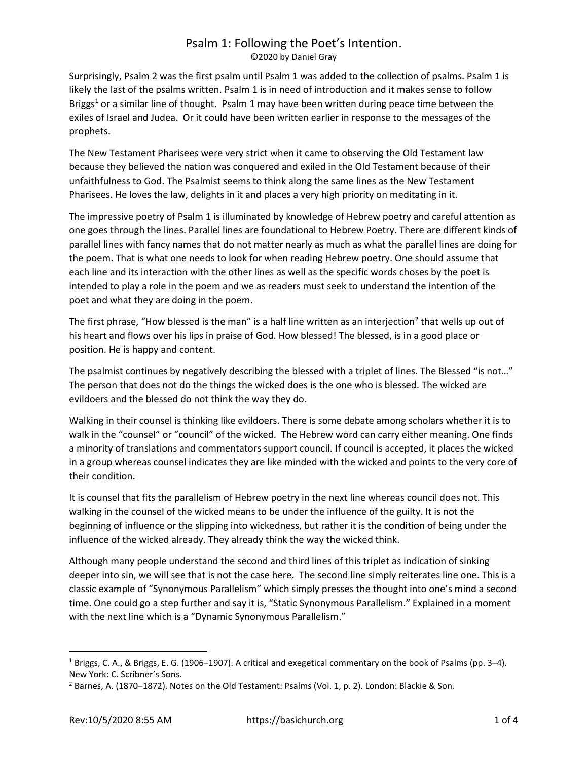# Psalm 1: Following the Poet's Intention.

©2020 by Daniel Gray

Surprisingly, Psalm 2 was the first psalm until Psalm 1 was added to the collection of psalms. Psalm 1 is likely the last of the psalms written. Psalm 1 is in need of introduction and it makes sense to follow Briggs[1] or a similar line of thought. Psalm 1 may have been written during peace time between the exiles of Israel and Judea. Or it could have been written earlier in response to the messages of the prophets.

The New Testament Pharisees were very strict when it came to observing the Old Testament law because they believed the nation was conquered and exiled in the Old Testament because of their unfaithfulness to God. The Psalmist seems to think along the same lines as the New Testament Pharisees. He loves the law, delights in it and places a very high priority on meditating in it.

The impressive poetry of Psalm 1 is illuminated by knowledge of Hebrew poetry and careful attention as one goes through the lines. Parallel lines are foundational to Hebrew Poetry. There are different kinds of parallel lines with fancy names that do not matter nearly as much as what the parallel lines are doing for the poem. That is what one needs to look for when reading Hebrew poetry. One should assume that each line and its interaction with the other lines as well as the specific words choses by the poet is intended to play a role in the poem and we as readers must seek to understand the intention of the poet and what they are doing in the poem.

The first phrase, "How blessed is the man" is a half line written as an interjection[2] that wells up out of his heart and flows over his lips in praise of God. How blessed! The blessed, is in a good place or position. He is happy and content.

The psalmist continues by negatively describing the blessed with a triplet of lines. The Blessed "is not…" The person that does not do the things the wicked does is the one who is blessed. The wicked are evildoers and the blessed do not think the way they do.

Walking in their counsel is thinking like evildoers. There is some debate among scholars whether it is to walk in the "counsel" or "council" of the wicked. The Hebrew word can carry either meaning. One finds a minority of translations and commentators support council. If council is accepted, it places the wicked in a group whereas counsel indicates they are like minded with the wicked and points to the very core of their condition.

It is counsel that fits the parallelism of Hebrew poetry in the next line whereas council does not. This walking in the counsel of the wicked means to be under the influence of the guilty. It is not the beginning of influence or the slipping into wickedness, but rather it is the condition of being under the influence of the wicked already. They already think the way the wicked think.

Although many people understand the second and third lines of this triplet as indication of sinking deeper into sin, we will see that is not the case here. The second line simply reiterates line one. This is a classic example of "Synonymous Parallelism" which simply presses the thought into one's mind a second time. One could go a step further and say it is, "Static Synonymous Parallelism." Explained in a moment with the next line which is a "Dynamic Synonymous Parallelism."

---

[1] Briggs, C. A., & Briggs, E. G. (1906–1907). A critical and exegetical commentary on the book of Psalms (pp. 3–4). New York: C. Scribner's Sons.

[2] Barnes, A. (1870–1872). Notes on the Old Testament: Psalms (Vol. 1, p. 2). London: Blackie & Son.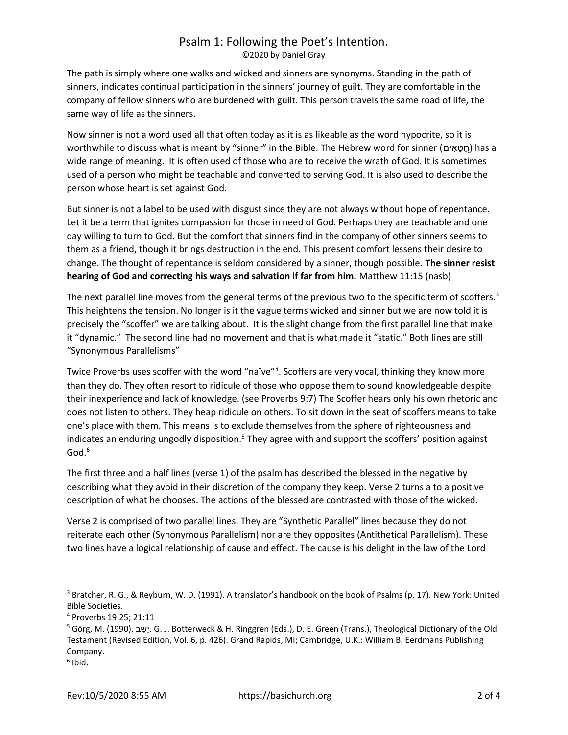The path is simply where one walks and wicked and sinners are synonyms. Standing in the path of sinners, indicates continual participation in the sinners' journey of guilt. They are comfortable in the company of fellow sinners who are burdened with guilt. This person travels the same road of life, the same way of life as the sinners.

Now sinner is not a word used all that often today as it is as likeable as the word hypocrite, so it is worthwhile to discuss what is meant by "sinner" in the Bible. The Hebrew word for sinner (חַטָּאִים) has a wide range of meaning. It is often used of those who are to receive the wrath of God. It is sometimes used of a person who might be teachable and converted to serving God. It is also used to describe the person whose heart is set against God.

But sinner is not a label to be used with disgust since they are not always without hope of repentance. Let it be a term that ignites compassion for those in need of God. Perhaps they are teachable and one day willing to turn to God. But the comfort that sinners find in the company of other sinners seems to them as a friend, though it brings destruction in the end. This present comfort lessens their desire to change. The thought of repentance is seldom considered by a sinner, though possible. **The sinner resist hearing of God and correcting his ways and salvation if far from him.** Matthew 11:15 (nasb)

The next parallel line moves from the general terms of the previous two to the specific term of scoffers.[3] This heightens the tension. No longer is it the vague terms wicked and sinner but we are now told it is precisely the "scoffer" we are talking about. It is the slight change from the first parallel line that make it "dynamic." The second line had no movement and that is what made it "static." Both lines are still "Synonymous Parallelisms"

Twice Proverbs uses scoffer with the word "naïve"[4]. Scoffers are very vocal, thinking they know more than they do. They often resort to ridicule of those who oppose them to sound knowledgeable despite their inexperience and lack of knowledge. (see Proverbs 9:7) The Scoffer hears only his own rhetoric and does not listen to others. They heap ridicule on others. To sit down in the seat of scoffers means to take one's place with them. This means is to exclude themselves from the sphere of righteousness and indicates an enduring ungodly disposition.[5] They agree with and support the scoffers' position against God.[6]

The first three and a half lines (verse 1) of the psalm has described the blessed in the negative by describing what they avoid in their discretion of the company they keep. Verse 2 turns a to a positive description of what he chooses. The actions of the blessed are contrasted with those of the wicked.

Verse 2 is comprised of two parallel lines. They are "Synthetic Parallel" lines because they do not reiterate each other (Synonymous Parallelism) nor are they opposites (Antithetical Parallelism). These two lines have a logical relationship of cause and effect. The cause is his delight in the law of the Lord

---

[3] Bratcher, R. G., & Reyburn, W. D. (1991). A translator's handbook on the book of Psalms (p. 17). New York: United Bible Societies.

[4] Proverbs 19:25; 21:11

[5] Görg, M. (1990). יָשַׁב. G. J. Botterweck & H. Ringgren (Eds.), D. E. Green (Trans.), Theological Dictionary of the Old Testament (Revised Edition, Vol. 6, p. 426). Grand Rapids, MI; Cambridge, U.K.: William B. Eerdmans Publishing Company.

[6] Ibid.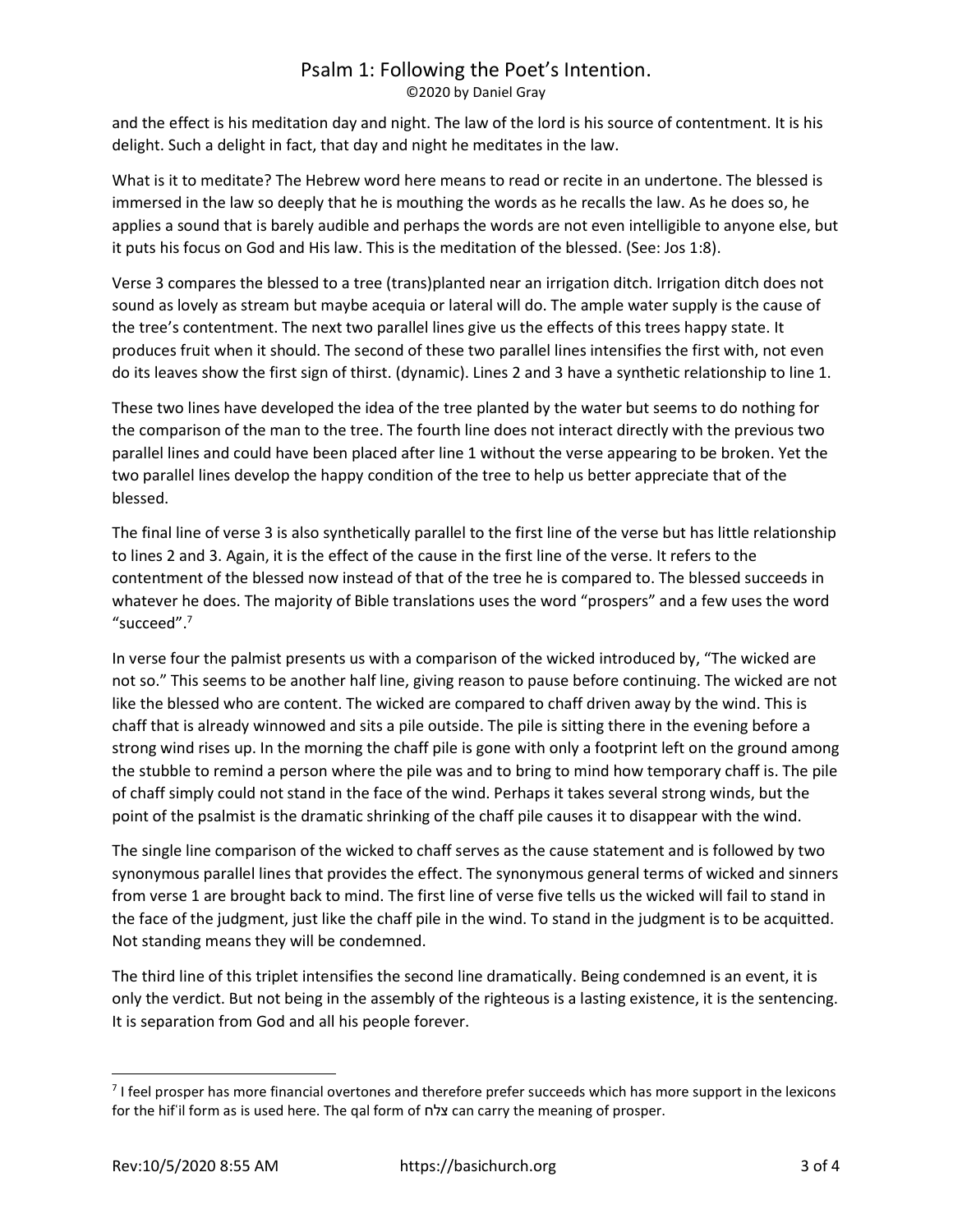and the effect is his meditation day and night. The law of the lord is his source of contentment. It is his delight. Such a delight in fact, that day and night he meditates in the law.

What is it to meditate? The Hebrew word here means to read or recite in an undertone. The blessed is immersed in the law so deeply that he is mouthing the words as he recalls the law. As he does so, he applies a sound that is barely audible and perhaps the words are not even intelligible to anyone else, but it puts his focus on God and His law. This is the meditation of the blessed. (See: Jos 1:8).

Verse 3 compares the blessed to a tree (trans)planted near an irrigation ditch. Irrigation ditch does not sound as lovely as stream but maybe acequia or lateral will do. The ample water supply is the cause of the tree's contentment. The next two parallel lines give us the effects of this trees happy state. It produces fruit when it should. The second of these two parallel lines intensifies the first with, not even do its leaves show the first sign of thirst. (dynamic). Lines 2 and 3 have a synthetic relationship to line 1.

These two lines have developed the idea of the tree planted by the water but seems to do nothing for the comparison of the man to the tree. The fourth line does not interact directly with the previous two parallel lines and could have been placed after line 1 without the verse appearing to be broken. Yet the two parallel lines develop the happy condition of the tree to help us better appreciate that of the blessed.

The final line of verse 3 is also synthetically parallel to the first line of the verse but has little relationship to lines 2 and 3. Again, it is the effect of the cause in the first line of the verse. It refers to the contentment of the blessed now instead of that of the tree he is compared to. The blessed succeeds in whatever he does. The majority of Bible translations uses the word "prospers" and a few uses the word "succeed".[7]

In verse four the palmist presents us with a comparison of the wicked introduced by, "The wicked are not so." This seems to be another half line, giving reason to pause before continuing. The wicked are not like the blessed who are content. The wicked are compared to chaff driven away by the wind. This is chaff that is already winnowed and sits a pile outside. The pile is sitting there in the evening before a strong wind rises up. In the morning the chaff pile is gone with only a footprint left on the ground among the stubble to remind a person where the pile was and to bring to mind how temporary chaff is. The pile of chaff simply could not stand in the face of the wind. Perhaps it takes several strong winds, but the point of the psalmist is the dramatic shrinking of the chaff pile causes it to disappear with the wind.

The single line comparison of the wicked to chaff serves as the cause statement and is followed by two synonymous parallel lines that provides the effect. The synonymous general terms of wicked and sinners from verse 1 are brought back to mind. The first line of verse five tells us the wicked will fail to stand in the face of the judgment, just like the chaff pile in the wind. To stand in the judgment is to be acquitted. Not standing means they will be condemned.

The third line of this triplet intensifies the second line dramatically. Being condemned is an event, it is only the verdict. But not being in the assembly of the righteous is a lasting existence, it is the sentencing. It is separation from God and all his people forever.

---

[7] I feel prosper has more financial overtones and therefore prefer succeeds which has more support in the lexicons for the hif'il form as is used here. The qal form of צלח can carry the meaning of prosper.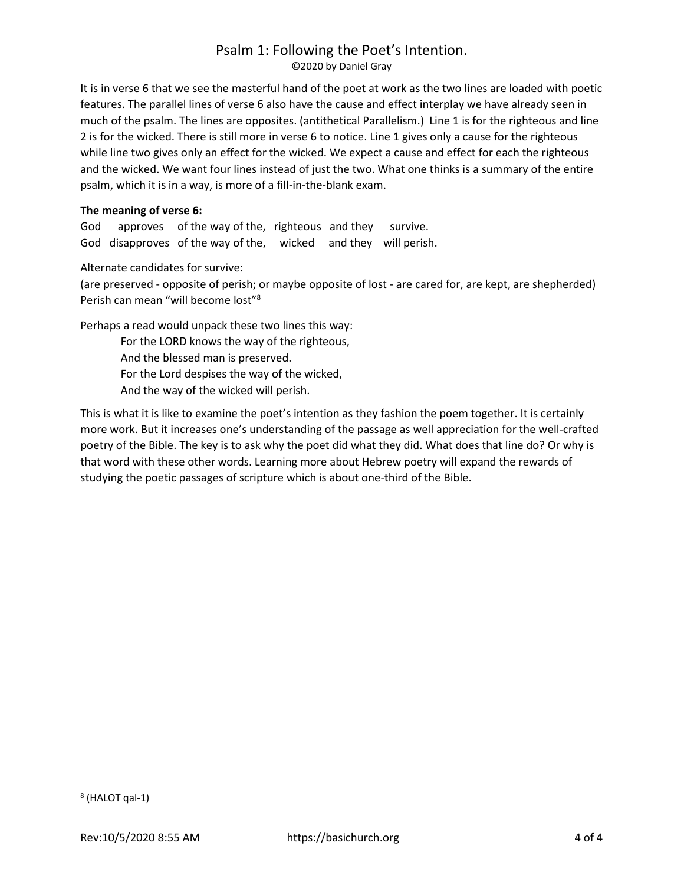It is in verse 6 that we see the masterful hand of the poet at work as the two lines are loaded with poetic features. The parallel lines of verse 6 also have the cause and effect interplay we have already seen in much of the psalm. The lines are opposites. (antithetical Parallelism.) Line 1 is for the righteous and line 2 is for the wicked. There is still more in verse 6 to notice. Line 1 gives only a cause for the righteous while line two gives only an effect for the wicked. We expect a cause and effect for each the righteous and the wicked. We want four lines instead of just the two. What one thinks is a summary of the entire psalm, which it is in a way, is more of a fill-in-the-blank exam.

**The meaning of verse 6:**

| | | | | | |
|---|---|---|---|---|---|
| God | approves | of the way of the, | righteous | and they | survive. |
| God | disapproves | of the way of the, | wicked | and they | will perish. |

Alternate candidates for survive:

(are preserved - opposite of perish; or maybe opposite of lost - are cared for, are kept, are shepherded) Perish can mean "will become lost"[8]

Perhaps a read would unpack these two lines this way:

> For the LORD knows the way of the righteous,
> And the blessed man is preserved.
> For the Lord despises the way of the wicked,
> And the way of the wicked will perish.

This is what it is like to examine the poet's intention as they fashion the poem together. It is certainly more work. But it increases one's understanding of the passage as well appreciation for the well-crafted poetry of the Bible. The key is to ask why the poet did what they did. What does that line do? Or why is that word with these other words. Learning more about Hebrew poetry will expand the rewards of studying the poetic passages of scripture which is about one-third of the Bible.

---

[8] (HALOT qal-1)